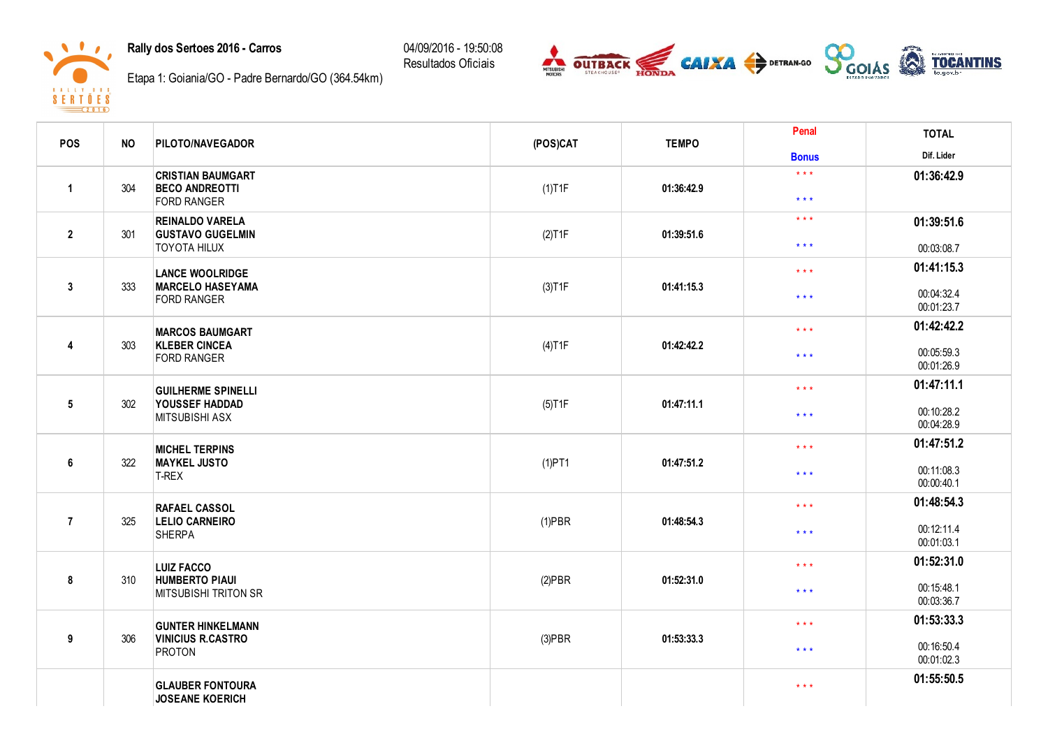# Rally dos Sertoes 2016 - Carros

Etapa 1: Goiania/GO - Padre Bernardo/GO (364.54km)

04/09/2016 - 19:50:08
Resultados Oficiais

| POS | NO | PILOTO/NAVEGADOR | (POS)CAT | TEMPO | Penal / Bonus | TOTAL / Dif. Lider |
|---|---|---|---|---|---|---|
| 1 | 304 | **CRISTIAN BAUMGART**<br>**BECO ANDREOTTI**<br>FORD RANGER | (1)T1F | 01:36:42.9 | * * *<br>* * * | **01:36:42.9** |
| 2 | 301 | **REINALDO VARELA**<br>**GUSTAVO GUGELMIN**<br>TOYOTA HILUX | (2)T1F | 01:39:51.6 | * * *<br>* * * | **01:39:51.6**<br>00:03:08.7 |
| 3 | 333 | **LANCE WOOLRIDGE**<br>**MARCELO HASEYAMA**<br>FORD RANGER | (3)T1F | 01:41:15.3 | * * *<br>* * * | **01:41:15.3**<br>00:04:32.4<br>00:01:23.7 |
| 4 | 303 | **MARCOS BAUMGART**<br>**KLEBER CINCEA**<br>FORD RANGER | (4)T1F | 01:42:42.2 | * * *<br>* * * | **01:42:42.2**<br>00:05:59.3<br>00:01:26.9 |
| 5 | 302 | **GUILHERME SPINELLI**<br>**YOUSSEF HADDAD**<br>MITSUBISHI ASX | (5)T1F | 01:47:11.1 | * * *<br>* * * | **01:47:11.1**<br>00:10:28.2<br>00:04:28.9 |
| 6 | 322 | **MICHEL TERPINS**<br>**MAYKEL JUSTO**<br>T-REX | (1)PT1 | 01:47:51.2 | * * *<br>* * * | **01:47:51.2**<br>00:11:08.3<br>00:00:40.1 |
| 7 | 325 | **RAFAEL CASSOL**<br>**LELIO CARNEIRO**<br>SHERPA | (1)PBR | 01:48:54.3 | * * *<br>* * * | **01:48:54.3**<br>00:12:11.4<br>00:01:03.1 |
| 8 | 310 | **LUIZ FACCO**<br>**HUMBERTO PIAUI**<br>MITSUBISHI TRITON SR | (2)PBR | 01:52:31.0 | * * *<br>* * * | **01:52:31.0**<br>00:15:48.1<br>00:03:36.7 |
| 9 | 306 | **GUNTER HINKELMANN**<br>**VINICIUS R.CASTRO**<br>PROTON | (3)PBR | 01:53:33.3 | * * *<br>* * * | **01:53:33.3**<br>00:16:50.4<br>00:01:02.3 |
| | | **GLAUBER FONTOURA**<br>**JOSEANE KOERICH** | | | * * * | **01:55:50.5** |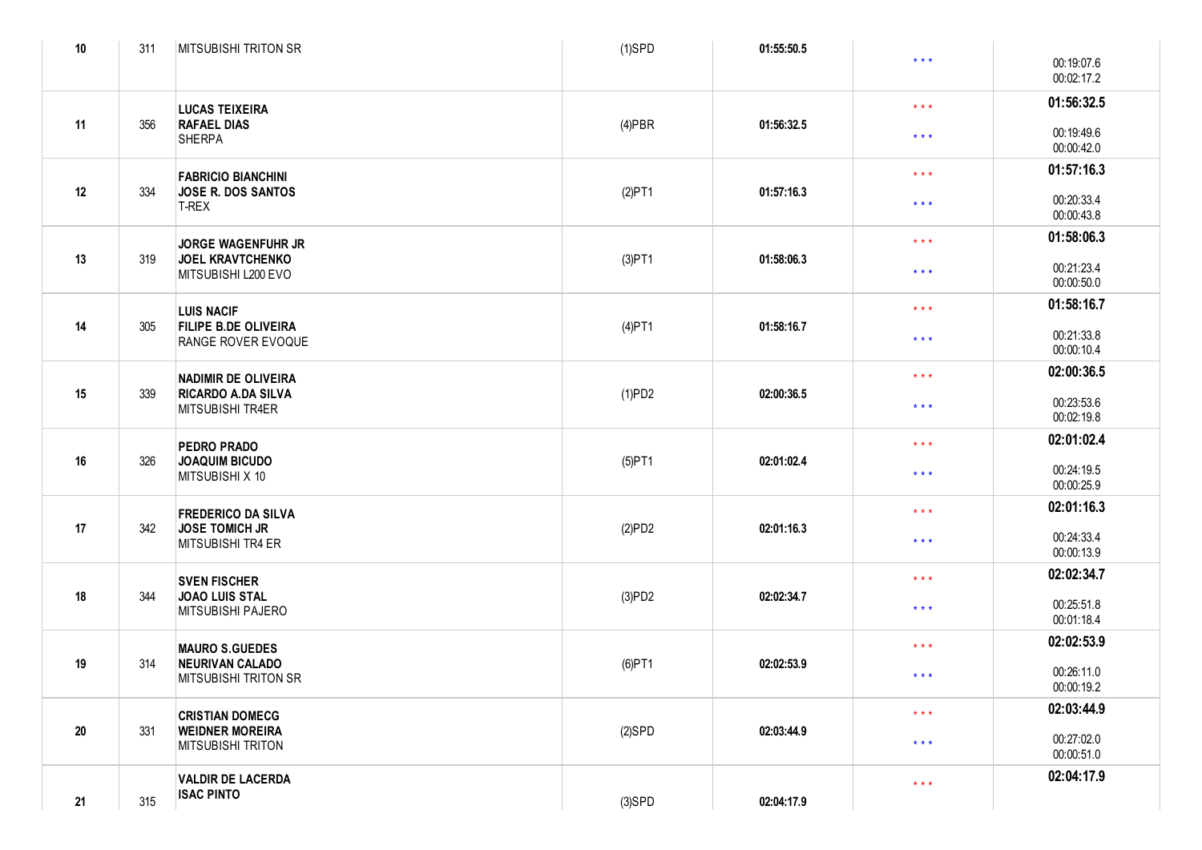| | | | | | | |
|---|---|---|---|---|---|---|
| 10 | 311 | MITSUBISHI TRITON SR | (1)SPD | 01:55:50.5 | * * * | 00:19:07.6<br>00:02:17.2 |
| 11 | 356 | **LUCAS TEIXEIRA**<br>**RAFAEL DIAS**<br>SHERPA | (4)PBR | 01:56:32.5 | * * *<br>* * * | **01:56:32.5**<br>00:19:49.6<br>00:00:42.0 |
| 12 | 334 | **FABRICIO BIANCHINI**<br>**JOSE R. DOS SANTOS**<br>T-REX | (2)PT1 | 01:57:16.3 | * * *<br>* * * | **01:57:16.3**<br>00:20:33.4<br>00:00:43.8 |
| 13 | 319 | **JORGE WAGENFUHR JR**<br>**JOEL KRAVTCHENKO**<br>MITSUBISHI L200 EVO | (3)PT1 | 01:58:06.3 | * * *<br>* * * | **01:58:06.3**<br>00:21:23.4<br>00:00:50.0 |
| 14 | 305 | **LUIS NACIF**<br>**FILIPE B.DE OLIVEIRA**<br>RANGE ROVER EVOQUE | (4)PT1 | 01:58:16.7 | * * *<br>* * * | **01:58:16.7**<br>00:21:33.8<br>00:00:10.4 |
| 15 | 339 | **NADIMIR DE OLIVEIRA**<br>**RICARDO A.DA SILVA**<br>MITSUBISHI TR4ER | (1)PD2 | 02:00:36.5 | * * *<br>* * * | **02:00:36.5**<br>00:23:53.6<br>00:02:19.8 |
| 16 | 326 | **PEDRO PRADO**<br>**JOAQUIM BICUDO**<br>MITSUBISHI X 10 | (5)PT1 | 02:01:02.4 | * * *<br>* * * | **02:01:02.4**<br>00:24:19.5<br>00:00:25.9 |
| 17 | 342 | **FREDERICO DA SILVA**<br>**JOSE TOMICH JR**<br>MITSUBISHI TR4 ER | (2)PD2 | 02:01:16.3 | * * *<br>* * * | **02:01:16.3**<br>00:24:33.4<br>00:00:13.9 |
| 18 | 344 | **SVEN FISCHER**<br>**JOAO LUIS STAL**<br>MITSUBISHI PAJERO | (3)PD2 | 02:02:34.7 | * * *<br>* * * | **02:02:34.7**<br>00:25:51.8<br>00:01:18.4 |
| 19 | 314 | **MAURO S.GUEDES**<br>**NEURIVAN CALADO**<br>MITSUBISHI TRITON SR | (6)PT1 | 02:02:53.9 | * * *<br>* * * | **02:02:53.9**<br>00:26:11.0<br>00:00:19.2 |
| 20 | 331 | **CRISTIAN DOMECG**<br>**WEIDNER MOREIRA**<br>MITSUBISHI TRITON | (2)SPD | 02:03:44.9 | * * *<br>* * * | **02:03:44.9**<br>00:27:02.0<br>00:00:51.0 |
| 21 | 315 | **VALDIR DE LACERDA**<br>**ISAC PINTO** | (3)SPD | 02:04:17.9 | * * * | **02:04:17.9** |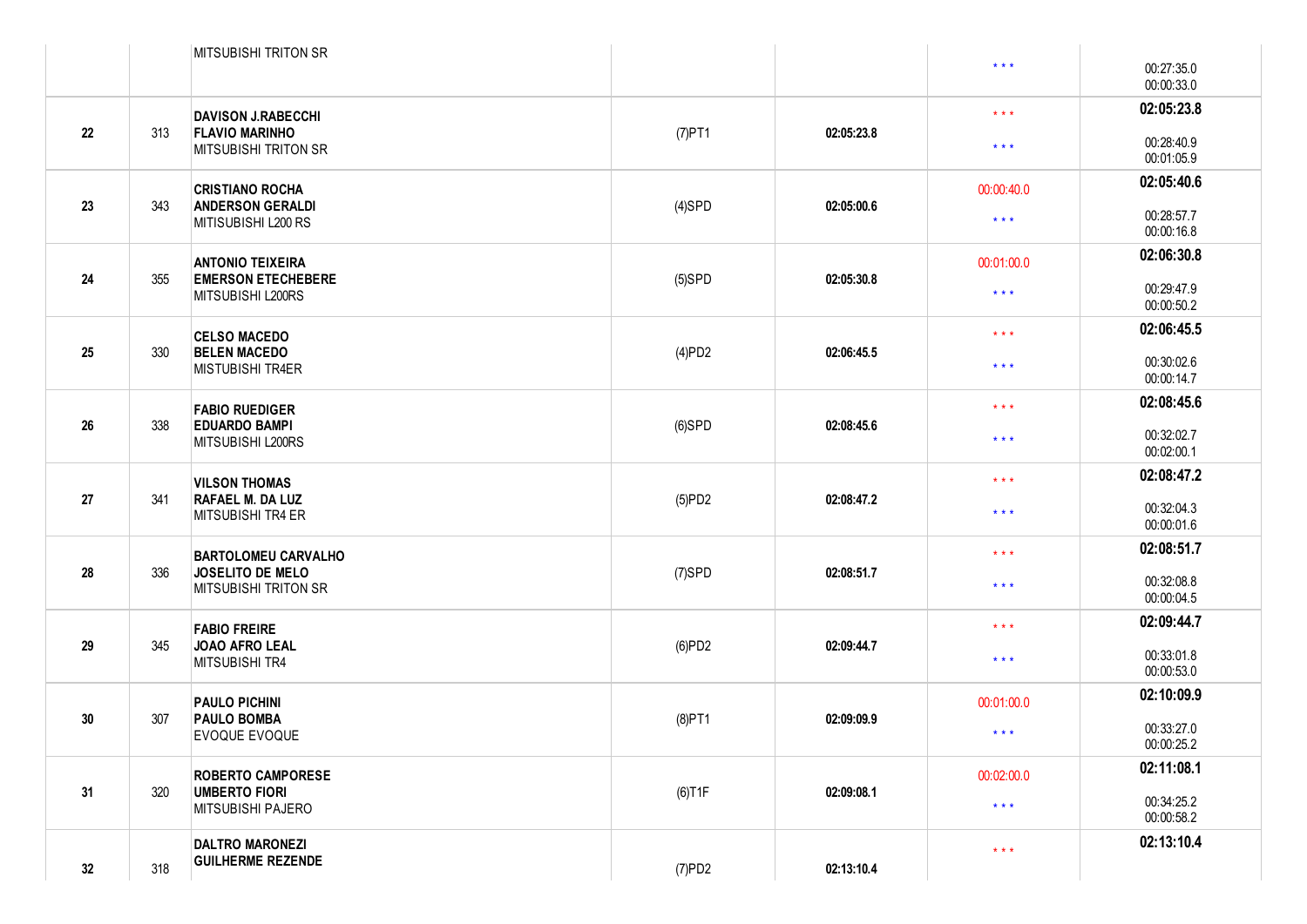| | | | | | | |
|---|---|---|---|---|---|---|
| | | MITSUBISHI TRITON SR | | | * * * | 00:27:35.0<br>00:00:33.0 |
| 22 | 313 | **DAVISON J.RABECCHI**<br>**FLAVIO MARINHO**<br>MITSUBISHI TRITON SR | (7)PT1 | 02:05:23.8 | * * *<br>* * * | **02:05:23.8**<br>00:28:40.9<br>00:01:05.9 |
| 23 | 343 | **CRISTIANO ROCHA**<br>**ANDERSON GERALDI**<br>MITISUBISHI L200 RS | (4)SPD | 02:05:00.6 | 00:00:40.0<br>* * * | **02:05:40.6**<br>00:28:57.7<br>00:00:16.8 |
| 24 | 355 | **ANTONIO TEIXEIRA**<br>**EMERSON ETECHEBERE**<br>MITSUBISHI L200RS | (5)SPD | 02:05:30.8 | 00:01:00.0<br>* * * | **02:06:30.8**<br>00:29:47.9<br>00:00:50.2 |
| 25 | 330 | **CELSO MACEDO**<br>**BELEN MACEDO**<br>MISTUBISHI TR4ER | (4)PD2 | 02:06:45.5 | * * *<br>* * * | **02:06:45.5**<br>00:30:02.6<br>00:00:14.7 |
| 26 | 338 | **FABIO RUEDIGER**<br>**EDUARDO BAMPI**<br>MITSUBISHI L200RS | (6)SPD | 02:08:45.6 | * * *<br>* * * | **02:08:45.6**<br>00:32:02.7<br>00:02:00.1 |
| 27 | 341 | **VILSON THOMAS**<br>**RAFAEL M. DA LUZ**<br>MITSUBISHI TR4 ER | (5)PD2 | 02:08:47.2 | * * *<br>* * * | **02:08:47.2**<br>00:32:04.3<br>00:00:01.6 |
| 28 | 336 | **BARTOLOMEU CARVALHO**<br>**JOSELITO DE MELO**<br>MITSUBISHI TRITON SR | (7)SPD | 02:08:51.7 | * * *<br>* * * | **02:08:51.7**<br>00:32:08.8<br>00:00:04.5 |
| 29 | 345 | **FABIO FREIRE**<br>**JOAO AFRO LEAL**<br>MITSUBISHI TR4 | (6)PD2 | 02:09:44.7 | * * *<br>* * * | **02:09:44.7**<br>00:33:01.8<br>00:00:53.0 |
| 30 | 307 | **PAULO PICHINI**<br>**PAULO BOMBA**<br>EVOQUE EVOQUE | (8)PT1 | 02:09:09.9 | 00:01:00.0<br>* * * | **02:10:09.9**<br>00:33:27.0<br>00:00:25.2 |
| 31 | 320 | **ROBERTO CAMPORESE**<br>**UMBERTO FIORI**<br>MITSUBISHI PAJERO | (6)T1F | 02:09:08.1 | 00:02:00.0<br>* * * | **02:11:08.1**<br>00:34:25.2<br>00:00:58.2 |
| 32 | 318 | **DALTRO MARONEZI**<br>**GUILHERME REZENDE** | (7)PD2 | 02:13:10.4 | * * * | **02:13:10.4** |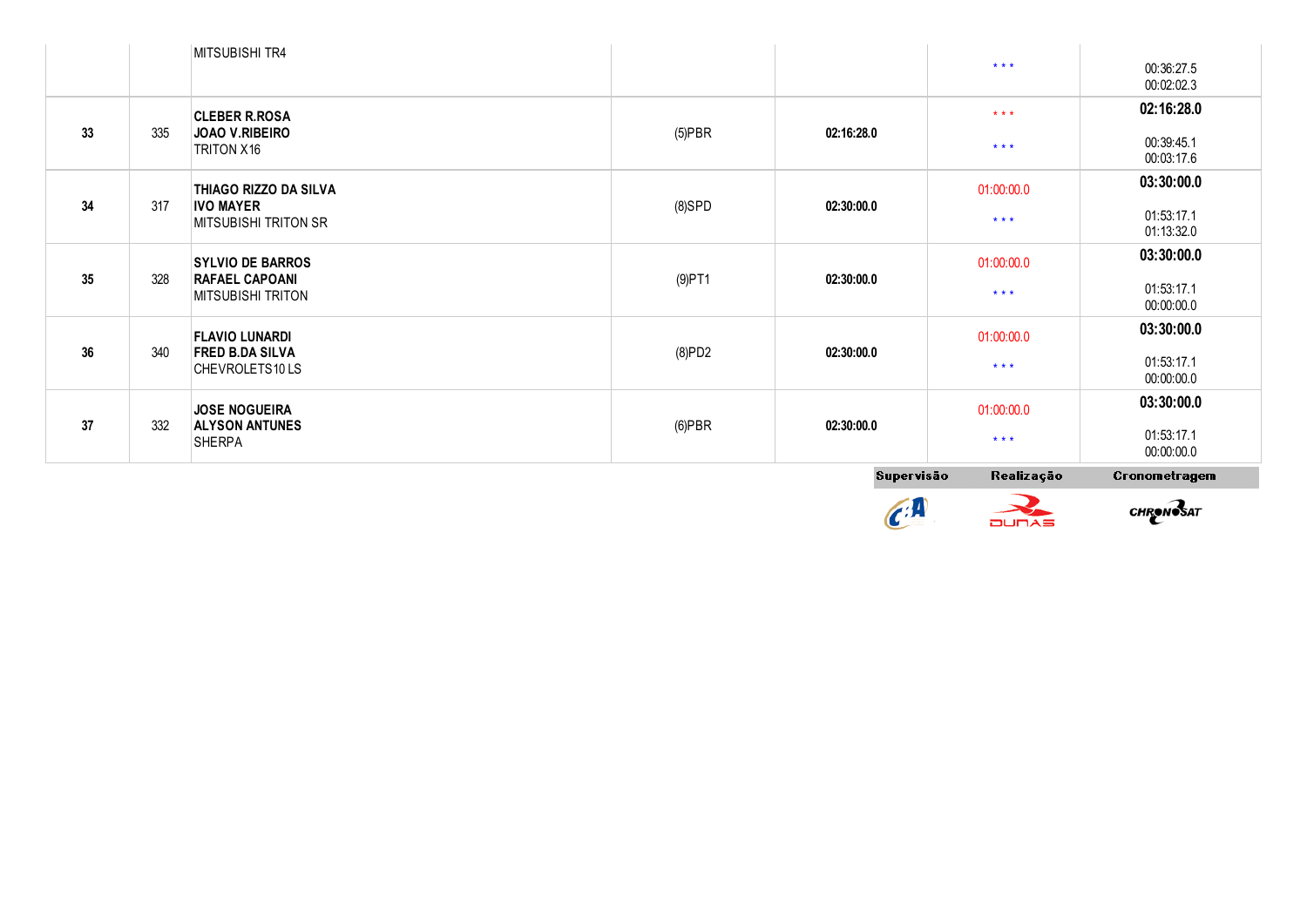| | | | | | | |
|---|---|---|---|---|---|---|
| | | MITSUBISHI TR4 | | | * * * | 00:36:27.5<br>00:02:02.3 |
| 33 | 335 | **CLEBER R.ROSA**<br>**JOAO V.RIBEIRO**<br>TRITON X16 | (5)PBR | **02:16:28.0** | * * *<br>* * * | **02:16:28.0**<br>00:39:45.1<br>00:03:17.6 |
| 34 | 317 | **THIAGO RIZZO DA SILVA**<br>**IVO MAYER**<br>MITSUBISHI TRITON SR | (8)SPD | **02:30:00.0** | 01:00:00.0<br>* * * | **03:30:00.0**<br>01:53:17.1<br>01:13:32.0 |
| 35 | 328 | **SYLVIO DE BARROS**<br>**RAFAEL CAPOANI**<br>MITSUBISHI TRITON | (9)PT1 | **02:30:00.0** | 01:00:00.0<br>* * * | **03:30:00.0**<br>01:53:17.1<br>00:00:00.0 |
| 36 | 340 | **FLAVIO LUNARDI**<br>**FRED B.DA SILVA**<br>CHEVROLETS10 LS | (8)PD2 | **02:30:00.0** | 01:00:00.0<br>* * * | **03:30:00.0**<br>01:53:17.1<br>00:00:00.0 |
| 37 | 332 | **JOSE NOGUEIRA**<br>**ALYSON ANTUNES**<br>SHERPA | (6)PBR | **02:30:00.0** | 01:00:00.0<br>* * * | **03:30:00.0**<br>01:53:17.1<br>00:00:00.0 |

Supervisão | Realização | Cronometragem

CBA | DUNAS | CHRONOSAT